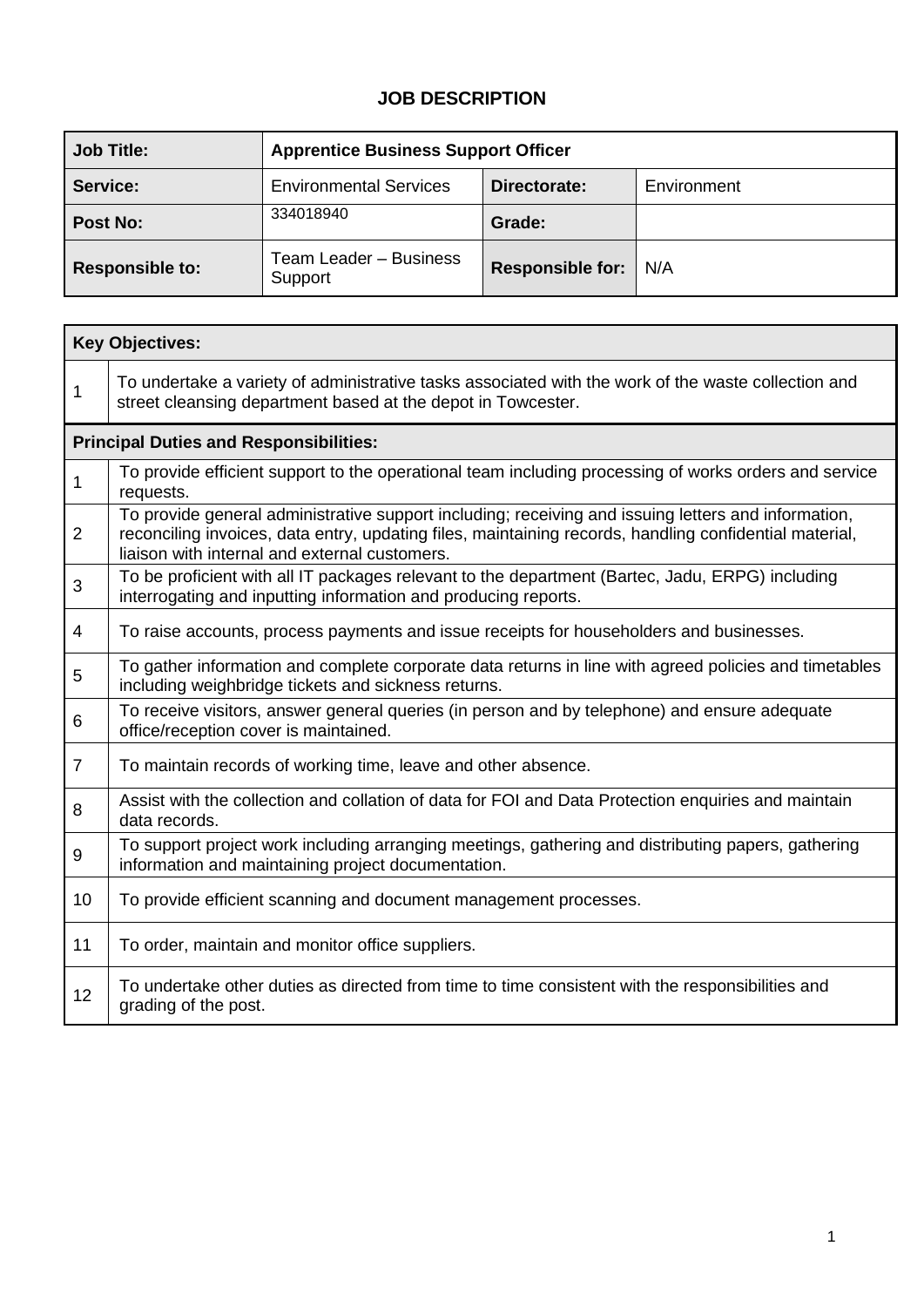# JOB DESCRIPTION

| **Job Title:** | **Apprentice Business Support Officer** | | |
|---|---|---|---|
| **Service:** | Environmental Services | **Directorate:** | Environment |
| **Post No:** | 334018940 | **Grade:** | |
| **Responsible to:** | Team Leader – Business Support | **Responsible for:** | N/A |

| **Key Objectives:** | |
|---|---|
| 1 | To undertake a variety of administrative tasks associated with the work of the waste collection and street cleansing department based at the depot in Towcester. |
| **Principal Duties and Responsibilities:** | |
| 1 | To provide efficient support to the operational team including processing of works orders and service requests. |
| 2 | To provide general administrative support including; receiving and issuing letters and information, reconciling invoices, data entry, updating files, maintaining records, handling confidential material, liaison with internal and external customers. |
| 3 | To be proficient with all IT packages relevant to the department (Bartec, Jadu, ERPG) including interrogating and inputting information and producing reports. |
| 4 | To raise accounts, process payments and issue receipts for householders and businesses. |
| 5 | To gather information and complete corporate data returns in line with agreed policies and timetables including weighbridge tickets and sickness returns. |
| 6 | To receive visitors, answer general queries (in person and by telephone) and ensure adequate office/reception cover is maintained. |
| 7 | To maintain records of working time, leave and other absence. |
| 8 | Assist with the collection and collation of data for FOI and Data Protection enquiries and maintain data records. |
| 9 | To support project work including arranging meetings, gathering and distributing papers, gathering information and maintaining project documentation. |
| 10 | To provide efficient scanning and document management processes. |
| 11 | To order, maintain and monitor office suppliers. |
| 12 | To undertake other duties as directed from time to time consistent with the responsibilities and grading of the post. |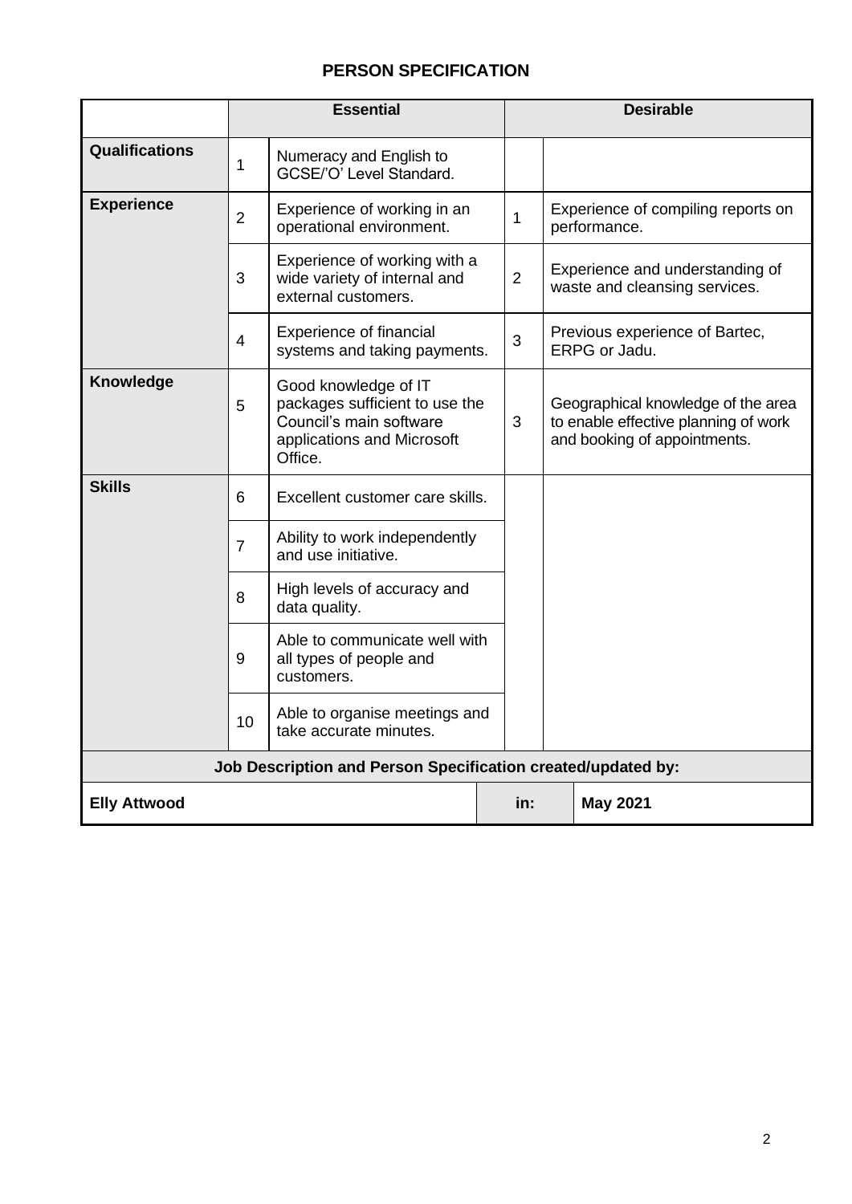## PERSON SPECIFICATION

| | Essential | | Desirable | |
|---|---|---|---|---|
| **Qualifications** | 1 | Numeracy and English to GCSE/'O' Level Standard. | | |
| **Experience** | 2 | Experience of working in an operational environment. | 1 | Experience of compiling reports on performance. |
| | 3 | Experience of working with a wide variety of internal and external customers. | 2 | Experience and understanding of waste and cleansing services. |
| | 4 | Experience of financial systems and taking payments. | 3 | Previous experience of Bartec, ERPG or Jadu. |
| **Knowledge** | 5 | Good knowledge of IT packages sufficient to use the Council's main software applications and Microsoft Office. | 3 | Geographical knowledge of the area to enable effective planning of work and booking of appointments. |
| **Skills** | 6 | Excellent customer care skills. | | |
| | 7 | Ability to work independently and use initiative. | | |
| | 8 | High levels of accuracy and data quality. | | |
| | 9 | Able to communicate well with all types of people and customers. | | |
| | 10 | Able to organise meetings and take accurate minutes. | | |

| Job Description and Person Specification created/updated by: | | |
|---|---|---|
| **Elly Attwood** | **in:** | **May 2021** |